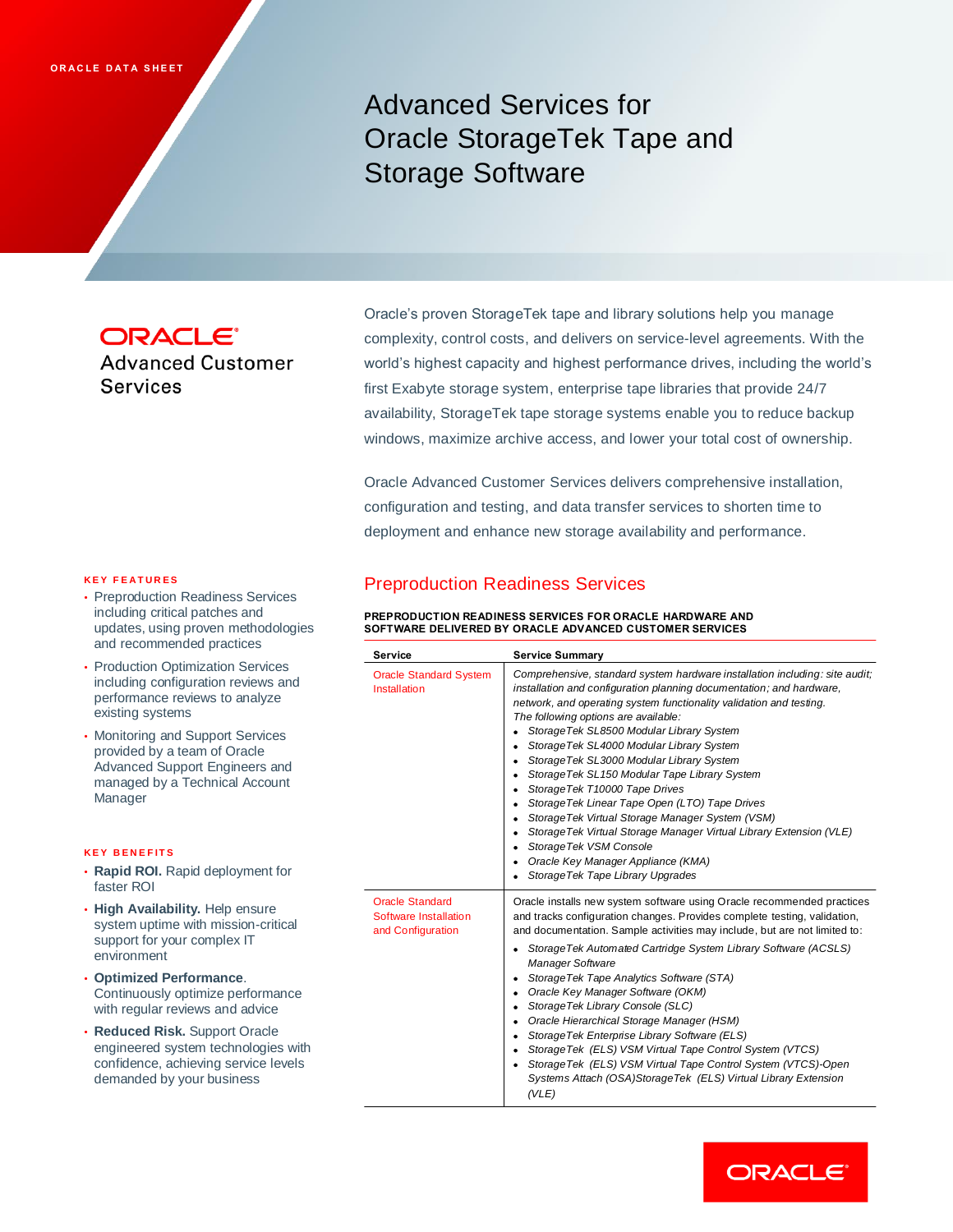ORACLE DATA SHEET

# Advanced Services for Oracle StorageTek Tape and Storage Software

ORACLE® Advanced Customer Services

Oracle's proven StorageTek tape and library solutions help you manage complexity, control costs, and delivers on service-level agreements. With the world's highest capacity and highest performance drives, including the world's first Exabyte storage system, enterprise tape libraries that provide 24/7 availability, StorageTek tape storage systems enable you to reduce backup windows, maximize archive access, and lower your total cost of ownership.

Oracle Advanced Customer Services delivers comprehensive installation, configuration and testing, and data transfer services to shorten time to deployment and enhance new storage availability and performance.

**KEY FEATURES**

- Preproduction Readiness Services including critical patches and updates, using proven methodologies and recommended practices
- Production Optimization Services including configuration reviews and performance reviews to analyze existing systems
- Monitoring and Support Services provided by a team of Oracle Advanced Support Engineers and managed by a Technical Account Manager

**KEY BENEFITS**

- **Rapid ROI.** Rapid deployment for faster ROI
- **High Availability.** Help ensure system uptime with mission-critical support for your complex IT environment
- **Optimized Performance**. Continuously optimize performance with regular reviews and advice
- **Reduced Risk.** Support Oracle engineered system technologies with confidence, achieving service levels demanded by your business

## Preproduction Readiness Services

**PREPRODUCTION READINESS SERVICES FOR ORACLE HARDWARE AND SOFTWARE DELIVERED BY ORACLE ADVANCED CUSTOMER SERVICES**

| Service | Service Summary |
|---|---|
| Oracle Standard System Installation | *Comprehensive, standard system hardware installation including: site audit; installation and configuration planning documentation; and hardware, network, and operating system functionality validation and testing.*<br>*The following options are available:*<br>• *StorageTek SL8500 Modular Library System*<br>• *StorageTek SL4000 Modular Library System*<br>• *StorageTek SL3000 Modular Library System*<br>• *StorageTek SL150 Modular Tape Library System*<br>• *StorageTek T10000 Tape Drives*<br>• *StorageTek Linear Tape Open (LTO) Tape Drives*<br>• *StorageTek Virtual Storage Manager System (VSM)*<br>• *StorageTek Virtual Storage Manager Virtual Library Extension (VLE)*<br>• *StorageTek VSM Console*<br>• *Oracle Key Manager Appliance (KMA)*<br>• *StorageTek Tape Library Upgrades* |
| Oracle Standard Software Installation and Configuration | Oracle installs new system software using Oracle recommended practices and tracks configuration changes. Provides complete testing, validation, and documentation. Sample activities may include, but are not limited to:<br>• *StorageTek Automated Cartridge System Library Software (ACSLS) Manager Software*<br>• *StorageTek Tape Analytics Software (STA)*<br>• *Oracle Key Manager Software (OKM)*<br>• *StorageTek Library Console (SLC)*<br>• *Oracle Hierarchical Storage Manager (HSM)*<br>• *StorageTek Enterprise Library Software (ELS)*<br>• *StorageTek (ELS) VSM Virtual Tape Control System (VTCS)*<br>• *StorageTek (ELS) VSM Virtual Tape Control System (VTCS)-Open Systems Attach (OSA)StorageTek (ELS) Virtual Library Extension (VLE)* |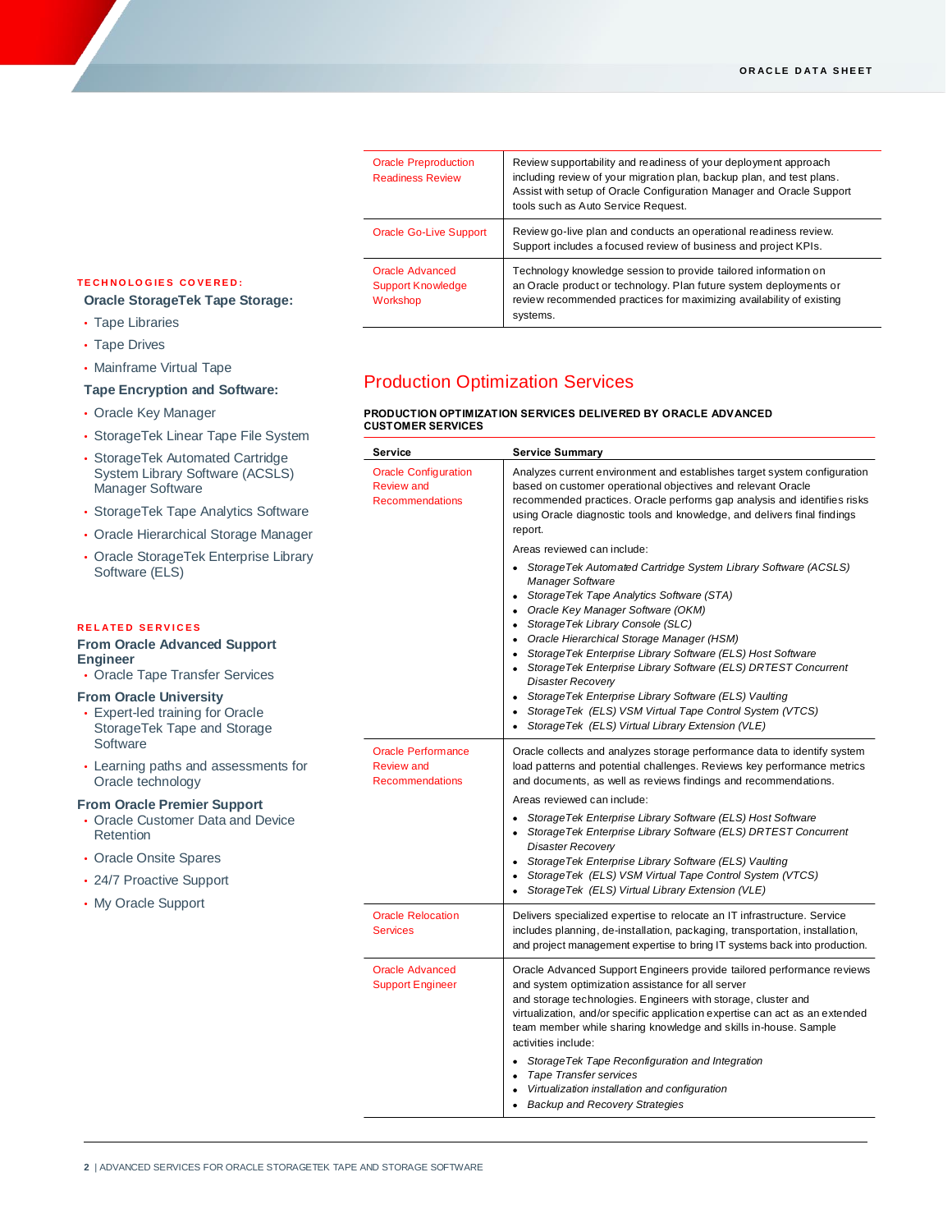| | |
|---|---|
| Oracle Preproduction Readiness Review | Review supportability and readiness of your deployment approach including review of your migration plan, backup plan, and test plans. Assist with setup of Oracle Configuration Manager and Oracle Support tools such as Auto Service Request. |
| Oracle Go-Live Support | Review go-live plan and conducts an operational readiness review. Support includes a focused review of business and project KPIs. |
| Oracle Advanced Support Knowledge Workshop | Technology knowledge session to provide tailored information on an Oracle product or technology. Plan future system deployments or review recommended practices for maximizing availability of existing systems. |

## Production Optimization Services

**PRODUCTION OPTIMIZATION SERVICES DELIVERED BY ORACLE ADVANCED CUSTOMER SERVICES**

| Service | Service Summary |
|---|---|
| Oracle Configuration Review and Recommendations | Analyzes current environment and establishes target system configuration based on customer operational objectives and relevant Oracle recommended practices. Oracle performs gap analysis and identifies risks using Oracle diagnostic tools and knowledge, and delivers final findings report.<br><br>Areas reviewed can include:<br>• *StorageTek Automated Cartridge System Library Software (ACSLS) Manager Software*<br>• *StorageTek Tape Analytics Software (STA)*<br>• *Oracle Key Manager Software (OKM)*<br>• *StorageTek Library Console (SLC)*<br>• *Oracle Hierarchical Storage Manager (HSM)*<br>• *StorageTek Enterprise Library Software (ELS) Host Software*<br>• *StorageTek Enterprise Library Software (ELS) DRTEST Concurrent Disaster Recovery*<br>• *StorageTek Enterprise Library Software (ELS) Vaulting*<br>• *StorageTek (ELS) VSM Virtual Tape Control System (VTCS)*<br>• *StorageTek (ELS) Virtual Library Extension (VLE)* |
| Oracle Performance Review and Recommendations | Oracle collects and analyzes storage performance data to identify system load patterns and potential challenges. Reviews key performance metrics and documents, as well as reviews findings and recommendations.<br><br>Areas reviewed can include:<br>• *StorageTek Enterprise Library Software (ELS) Host Software*<br>• *StorageTek Enterprise Library Software (ELS) DRTEST Concurrent Disaster Recovery*<br>• *StorageTek Enterprise Library Software (ELS) Vaulting*<br>• *StorageTek (ELS) VSM Virtual Tape Control System (VTCS)*<br>• *StorageTek (ELS) Virtual Library Extension (VLE)* |
| Oracle Relocation Services | Delivers specialized expertise to relocate an IT infrastructure. Service includes planning, de-installation, packaging, transportation, installation, and project management expertise to bring IT systems back into production. |
| Oracle Advanced Support Engineer | Oracle Advanced Support Engineers provide tailored performance reviews and system optimization assistance for all server and storage technologies. Engineers with storage, cluster and virtualization, and/or specific application expertise can act as an extended team member while sharing knowledge and skills in-house. Sample activities include:<br>• *StorageTek Tape Reconfiguration and Integration*<br>• *Tape Transfer services*<br>• *Virtualization installation and configuration*<br>• *Backup and Recovery Strategies* |

**TECHNOLOGIES COVERED:**

**Oracle StorageTek Tape Storage:**

- Tape Libraries
- Tape Drives
- Mainframe Virtual Tape

**Tape Encryption and Software:**

- Oracle Key Manager
- StorageTek Linear Tape File System
- StorageTek Automated Cartridge System Library Software (ACSLS) Manager Software
- StorageTek Tape Analytics Software
- Oracle Hierarchical Storage Manager
- Oracle StorageTek Enterprise Library Software (ELS)

**RELATED SERVICES**

**From Oracle Advanced Support Engineer**

- Oracle Tape Transfer Services

**From Oracle University**

- Expert-led training for Oracle StorageTek Tape and Storage Software
- Learning paths and assessments for Oracle technology

**From Oracle Premier Support**

- Oracle Customer Data and Device Retention
- Oracle Onsite Spares
- 24/7 Proactive Support
- My Oracle Support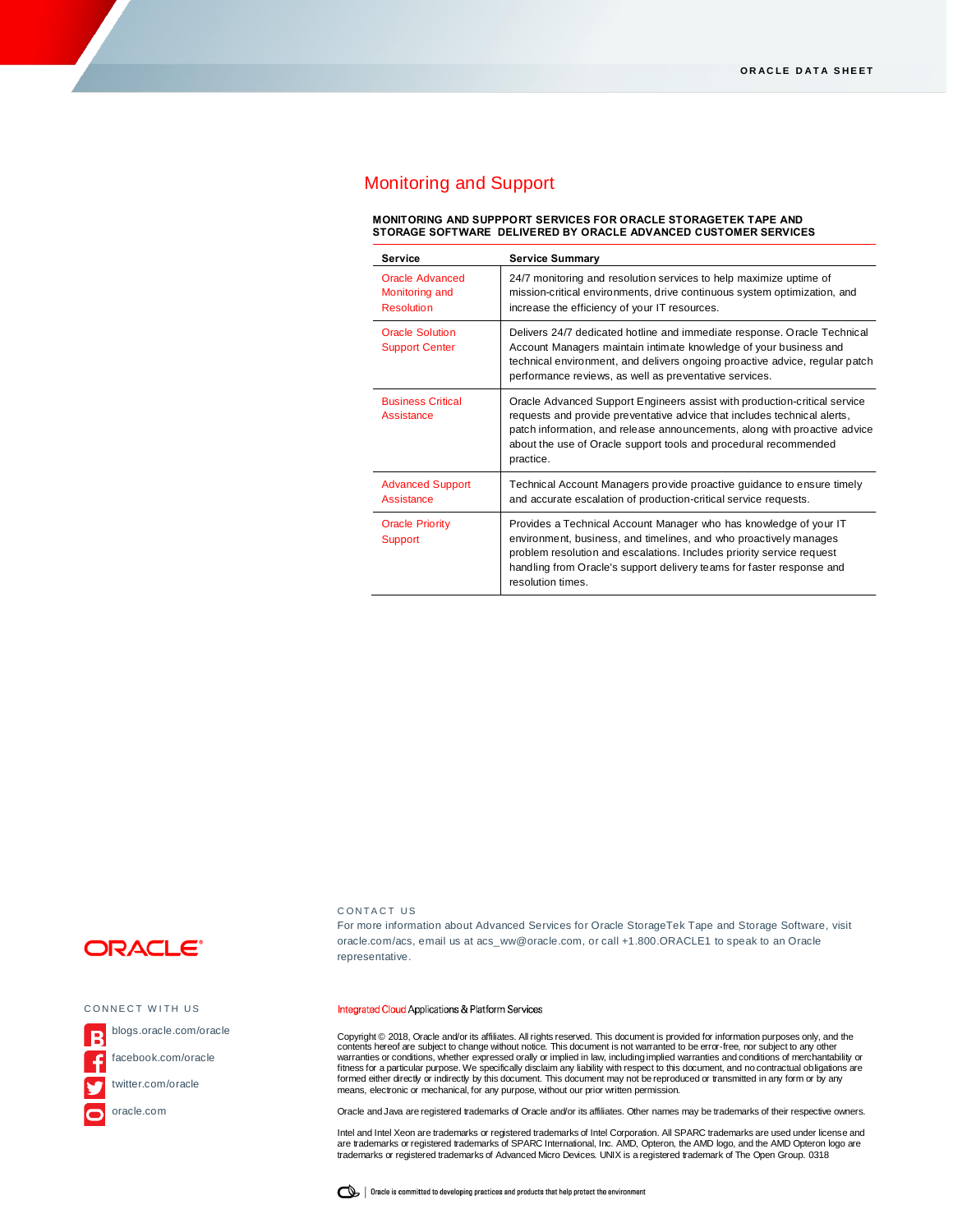## Monitoring and Support

**MONITORING AND SUPPPORT SERVICES FOR ORACLE STORAGETEK TAPE AND STORAGE SOFTWARE DELIVERED BY ORACLE ADVANCED CUSTOMER SERVICES**

| Service | Service Summary |
|---|---|
| Oracle Advanced Monitoring and Resolution | 24/7 monitoring and resolution services to help maximize uptime of mission-critical environments, drive continuous system optimization, and increase the efficiency of your IT resources. |
| Oracle Solution Support Center | Delivers 24/7 dedicated hotline and immediate response. Oracle Technical Account Managers maintain intimate knowledge of your business and technical environment, and delivers ongoing proactive advice, regular patch performance reviews, as well as preventative services. |
| Business Critical Assistance | Oracle Advanced Support Engineers assist with production-critical service requests and provide preventative advice that includes technical alerts, patch information, and release announcements, along with proactive advice about the use of Oracle support tools and procedural recommended practice. |
| Advanced Support Assistance | Technical Account Managers provide proactive guidance to ensure timely and accurate escalation of production-critical service requests. |
| Oracle Priority Support | Provides a Technical Account Manager who has knowledge of your IT environment, business, and timelines, and who proactively manages problem resolution and escalations. Includes priority service request handling from Oracle's support delivery teams for faster response and resolution times. |

ORACLE

CONTACT US

For more information about Advanced Services for Oracle StorageTek Tape and Storage Software, visit oracle.com/acs, email us at acs_ww@oracle.com, or call +1.800.ORACLE1 to speak to an Oracle representative.

CONNECT WITH US

blogs.oracle.com/oracle

facebook.com/oracle

twitter.com/oracle

oracle.com

Integrated Cloud Applications & Platform Services

Copyright © 2018, Oracle and/or its affiliates. All rights reserved. This document is provided for information purposes only, and the contents hereof are subject to change without notice. This document is not warranted to be error-free, nor subject to any other warranties or conditions, whether expressed orally or implied in law, including implied warranties and conditions of merchantability or fitness for a particular purpose. We specifically disclaim any liability with respect to this document, and no contractual obligations are formed either directly or indirectly by this document. This document may not be reproduced or transmitted in any form or by any means, electronic or mechanical, for any purpose, without our prior written permission.

Oracle and Java are registered trademarks of Oracle and/or its affiliates. Other names may be trademarks of their respective owners.

Intel and Intel Xeon are trademarks or registered trademarks of Intel Corporation. All SPARC trademarks are used under license and are trademarks or registered trademarks of SPARC International, Inc. AMD, Opteron, the AMD logo, and the AMD Opteron logo are trademarks or registered trademarks of Advanced Micro Devices. UNIX is a registered trademark of The Open Group. 0318

Oracle is committed to developing practices and products that help protect the environment